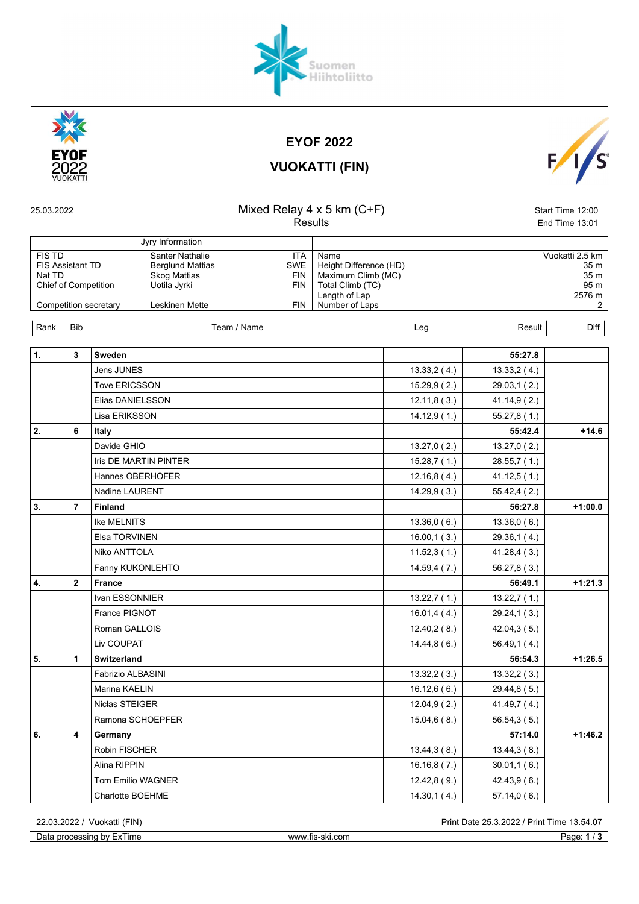# EYOF 2022

## VUOKATTI (FIN)

25.03.2022

### Mixed Relay 4 x 5 km (C+F)

Results

Start Time 12:00
End Time 13:01

| Jyry Information | | | | |
|---|---|---|---|---|
| FIS TD | Santer Nathalie | ITA | Name | Vuokatti 2.5 km |
| FIS Assistant TD | Berglund Mattias | SWE | Height Difference (HD) | 35 m |
| Nat TD | Skog Mattias | FIN | Maximum Climb (MC) | 35 m |
| Chief of Competition | Uotila Jyrki | FIN | Total Climb (TC) | 95 m |
| | | | Length of Lap | 2576 m |
| Competition secretary | Leskinen Mette | FIN | Number of Laps | 2 |

| Rank | Bib | Team / Name | Leg | Result | Diff |
|---|---|---|---|---|---|
| 1. | 3 | **Sweden** | | **55:27.8** | |
| | | Jens JUNES | 13.33,2 ( 4.) | 13.33,2 ( 4.) | |
| | | Tove ERICSSON | 15.29,9 ( 2.) | 29.03,1 ( 2.) | |
| | | Elias DANIELSSON | 12.11,8 ( 3.) | 41.14,9 ( 2.) | |
| | | Lisa ERIKSSON | 14.12,9 ( 1.) | 55.27,8 ( 1.) | |
| 2. | 6 | **Italy** | | **55:42.4** | **+14.6** |
| | | Davide GHIO | 13.27,0 ( 2.) | 13.27,0 ( 2.) | |
| | | Iris DE MARTIN PINTER | 15.28,7 ( 1.) | 28.55,7 ( 1.) | |
| | | Hannes OBERHOFER | 12.16,8 ( 4.) | 41.12,5 ( 1.) | |
| | | Nadine LAURENT | 14.29,9 ( 3.) | 55.42,4 ( 2.) | |
| 3. | 7 | **Finland** | | **56:27.8** | **+1:00.0** |
| | | Ike MELNITS | 13.36,0 ( 6.) | 13.36,0 ( 6.) | |
| | | Elsa TORVINEN | 16.00,1 ( 3.) | 29.36,1 ( 4.) | |
| | | Niko ANTTOLA | 11.52,3 ( 1.) | 41.28,4 ( 3.) | |
| | | Fanny KUKONLEHTO | 14.59,4 ( 7.) | 56.27,8 ( 3.) | |
| 4. | 2 | **France** | | **56:49.1** | **+1:21.3** |
| | | Ivan ESSONNIER | 13.22,7 ( 1.) | 13.22,7 ( 1.) | |
| | | France PIGNOT | 16.01,4 ( 4.) | 29.24,1 ( 3.) | |
| | | Roman GALLOIS | 12.40,2 ( 8.) | 42.04,3 ( 5.) | |
| | | Liv COUPAT | 14.44,8 ( 6.) | 56.49,1 ( 4.) | |
| 5. | 1 | **Switzerland** | | **56:54.3** | **+1:26.5** |
| | | Fabrizio ALBASINI | 13.32,2 ( 3.) | 13.32,2 ( 3.) | |
| | | Marina KAELIN | 16.12,6 ( 6.) | 29.44,8 ( 5.) | |
| | | Niclas STEIGER | 12.04,9 ( 2.) | 41.49,7 ( 4.) | |
| | | Ramona SCHOEPFER | 15.04,6 ( 8.) | 56.54,3 ( 5.) | |
| 6. | 4 | **Germany** | | **57:14.0** | **+1:46.2** |
| | | Robin FISCHER | 13.44,3 ( 8.) | 13.44,3 ( 8.) | |
| | | Alina RIPPIN | 16.16,8 ( 7.) | 30.01,1 ( 6.) | |
| | | Tom Emilio WAGNER | 12.42,8 ( 9.) | 42.43,9 ( 6.) | |
| | | Charlotte BOEHME | 14.30,1 ( 4.) | 57.14,0 ( 6.) | |

22.03.2022 / Vuokatti (FIN)
Print Date 25.3.2022 / Print Time 13.54.07
Data processing by ExTime
www.fis-ski.com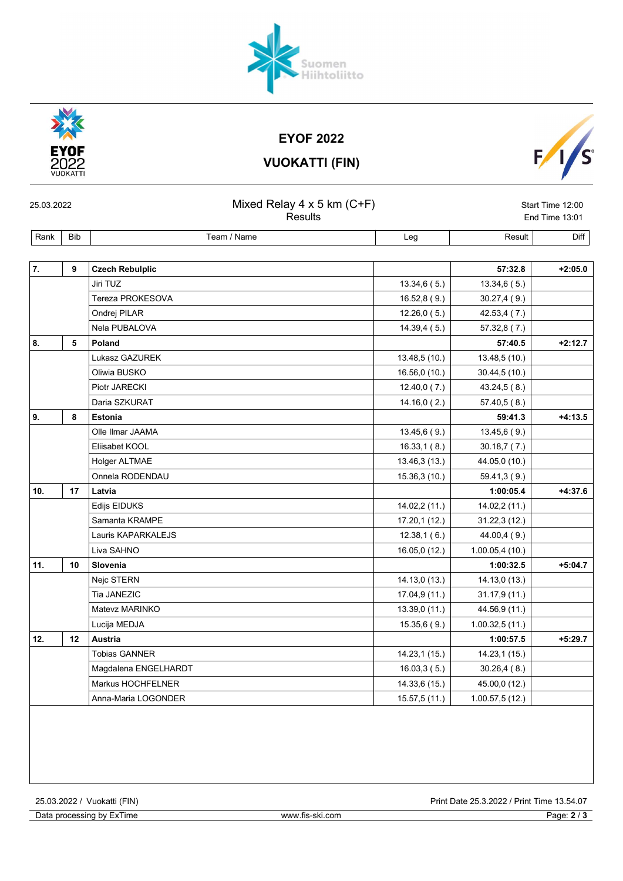# EYOF 2022

## VUOKATTI (FIN)

25.03.2022

**Mixed Relay 4 x 5 km (C+F)**
Results

Start Time 12:00
End Time 13:01

| Rank | Bib | Team / Name | Leg | Result | Diff |
|---|---|---|---|---|---|
| **7.** | **9** | **Czech Rebulplic** | | **57:32.8** | **+2:05.0** |
| | | Jiri TUZ | 13.34,6 ( 5.) | 13.34,6 ( 5.) | |
| | | Tereza PROKESOVA | 16.52,8 ( 9.) | 30.27,4 ( 9.) | |
| | | Ondrej PILAR | 12.26,0 ( 5.) | 42.53,4 ( 7.) | |
| | | Nela PUBALOVA | 14.39,4 ( 5.) | 57.32,8 ( 7.) | |
| **8.** | **5** | **Poland** | | **57:40.5** | **+2:12.7** |
| | | Lukasz GAZUREK | 13.48,5 (10.) | 13.48,5 (10.) | |
| | | Oliwia BUSKO | 16.56,0 (10.) | 30.44,5 (10.) | |
| | | Piotr JARECKI | 12.40,0 ( 7.) | 43.24,5 ( 8.) | |
| | | Daria SZKURAT | 14.16,0 ( 2.) | 57.40,5 ( 8.) | |
| **9.** | **8** | **Estonia** | | **59:41.3** | **+4:13.5** |
| | | Olle Ilmar JAAMA | 13.45,6 ( 9.) | 13.45,6 ( 9.) | |
| | | Eliisabet KOOL | 16.33,1 ( 8.) | 30.18,7 ( 7.) | |
| | | Holger ALTMAE | 13.46,3 (13.) | 44.05,0 (10.) | |
| | | Onnela RODENDAU | 15.36,3 (10.) | 59.41,3 ( 9.) | |
| **10.** | **17** | **Latvia** | | **1:00:05.4** | **+4:37.6** |
| | | Edijs EIDUKS | 14.02,2 (11.) | 14.02,2 (11.) | |
| | | Samanta KRAMPE | 17.20,1 (12.) | 31.22,3 (12.) | |
| | | Lauris KAPARKALEJS | 12.38,1 ( 6.) | 44.00,4 ( 9.) | |
| | | Liva SAHNO | 16.05,0 (12.) | 1.00.05,4 (10.) | |
| **11.** | **10** | **Slovenia** | | **1:00:32.5** | **+5:04.7** |
| | | Nejc STERN | 14.13,0 (13.) | 14.13,0 (13.) | |
| | | Tia JANEZIC | 17.04,9 (11.) | 31.17,9 (11.) | |
| | | Matevz MARINKO | 13.39,0 (11.) | 44.56,9 (11.) | |
| | | Lucija MEDJA | 15.35,6 ( 9.) | 1.00.32,5 (11.) | |
| **12.** | **12** | **Austria** | | **1:00:57.5** | **+5:29.7** |
| | | Tobias GANNER | 14.23,1 (15.) | 14.23,1 (15.) | |
| | | Magdalena ENGELHARDT | 16.03,3 ( 5.) | 30.26,4 ( 8.) | |
| | | Markus HOCHFELNER | 14.33,6 (15.) | 45.00,0 (12.) | |
| | | Anna-Maria LOGONDER | 15.57,5 (11.) | 1.00.57,5 (12.) | |

25.03.2022 / Vuokatti (FIN) — Print Date 25.3.2022 / Print Time 13.54.07

Data processing by ExTime — www.fis-ski.com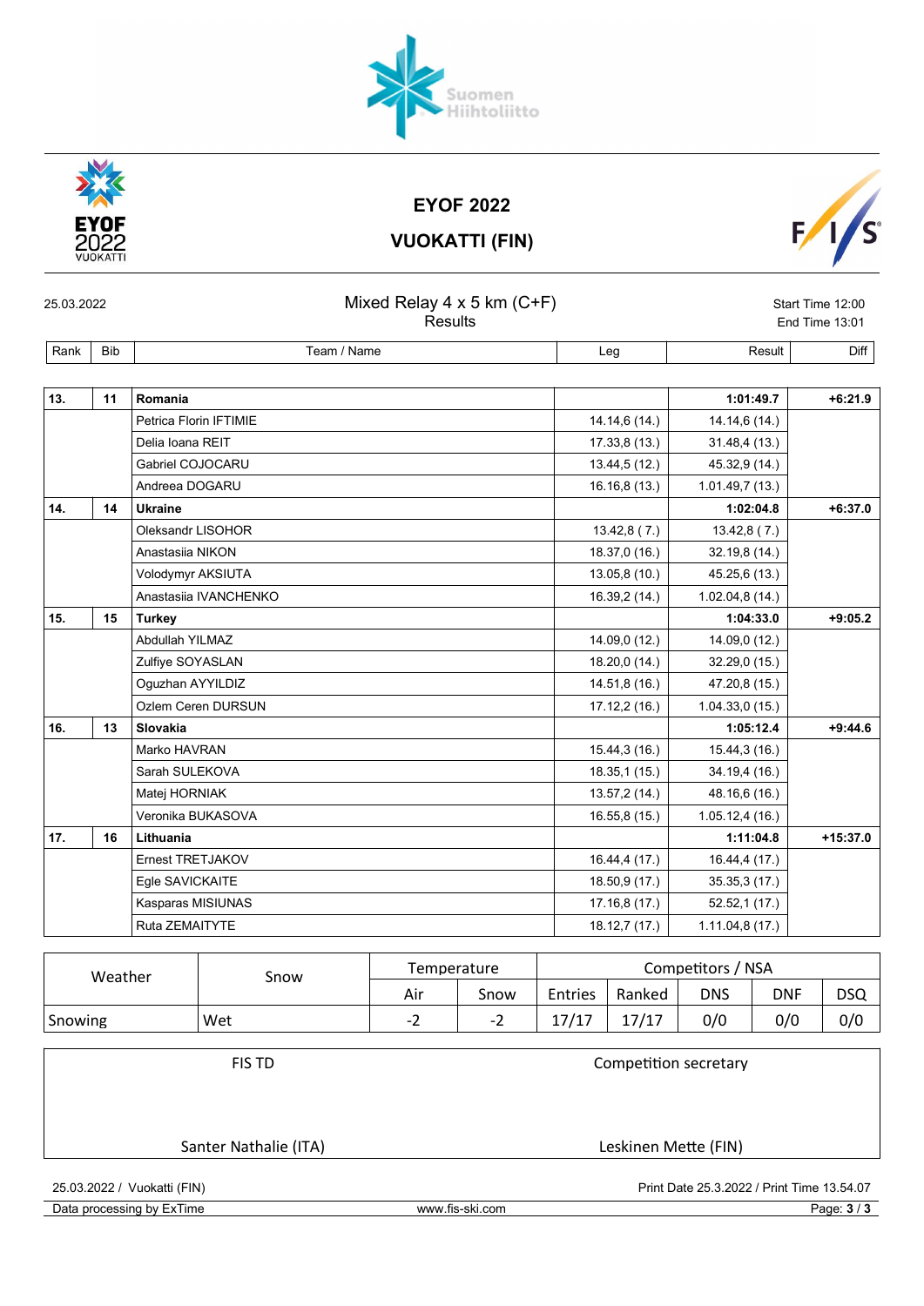# EYOF 2022

## VUOKATTI (FIN)

25.03.2022

### Mixed Relay 4 x 5 km (C+F)

Results

Start Time 12:00
End Time 13:01

| Rank | Bib | Team / Name | Leg | Result | Diff |
|---|---|---|---|---|---|
| 13. | 11 | **Romania** | | **1:01:49.7** | **+6:21.9** |
| | | Petrica Florin IFTIMIE | 14.14,6 (14.) | 14.14,6 (14.) | |
| | | Delia Ioana REIT | 17.33,8 (13.) | 31.48,4 (13.) | |
| | | Gabriel COJOCARU | 13.44,5 (12.) | 45.32,9 (14.) | |
| | | Andreea DOGARU | 16.16,8 (13.) | 1.01.49,7 (13.) | |
| 14. | 14 | **Ukraine** | | **1:02:04.8** | **+6:37.0** |
| | | Oleksandr LISOHOR | 13.42,8 ( 7.) | 13.42,8 ( 7.) | |
| | | Anastasiia NIKON | 18.37,0 (16.) | 32.19,8 (14.) | |
| | | Volodymyr AKSIUTA | 13.05,8 (10.) | 45.25,6 (13.) | |
| | | Anastasiia IVANCHENKO | 16.39,2 (14.) | 1.02.04,8 (14.) | |
| 15. | 15 | **Turkey** | | **1:04:33.0** | **+9:05.2** |
| | | Abdullah YILMAZ | 14.09,0 (12.) | 14.09,0 (12.) | |
| | | Zulfiye SOYASLAN | 18.20,0 (14.) | 32.29,0 (15.) | |
| | | Oguzhan AYYILDIZ | 14.51,8 (16.) | 47.20,8 (15.) | |
| | | Ozlem Ceren DURSUN | 17.12,2 (16.) | 1.04.33,0 (15.) | |
| 16. | 13 | **Slovakia** | | **1:05:12.4** | **+9:44.6** |
| | | Marko HAVRAN | 15.44,3 (16.) | 15.44,3 (16.) | |
| | | Sarah SULEKOVA | 18.35,1 (15.) | 34.19,4 (16.) | |
| | | Matej HORNIAK | 13.57,2 (14.) | 48.16,6 (16.) | |
| | | Veronika BUKASOVA | 16.55,8 (15.) | 1.05.12,4 (16.) | |
| 17. | 16 | **Lithuania** | | **1:11:04.8** | **+15:37.0** |
| | | Ernest TRETJAKOV | 16.44,4 (17.) | 16.44,4 (17.) | |
| | | Egle SAVICKAITE | 18.50,9 (17.) | 35.35,3 (17.) | |
| | | Kasparas MISIUNAS | 17.16,8 (17.) | 52.52,1 (17.) | |
| | | Ruta ZEMAITYTE | 18.12,7 (17.) | 1.11.04,8 (17.) | |

| Weather | Snow | Temperature | | Competitors / NSA | | | | |
|---|---|---|---|---|---|---|---|---|
| | | Air | Snow | Entries | Ranked | DNS | DNF | DSQ |
| Snowing | Wet | -2 | -2 | 17/17 | 17/17 | 0/0 | 0/0 | 0/0 |

| FIS TD | Competition secretary |
|---|---|
| Santer Nathalie (ITA) | Leskinen Mette (FIN) |

25.03.2022 / Vuokatti (FIN)

Print Date 25.3.2022 / Print Time 13.54.07

Data processing by ExTime

www.fis-ski.com